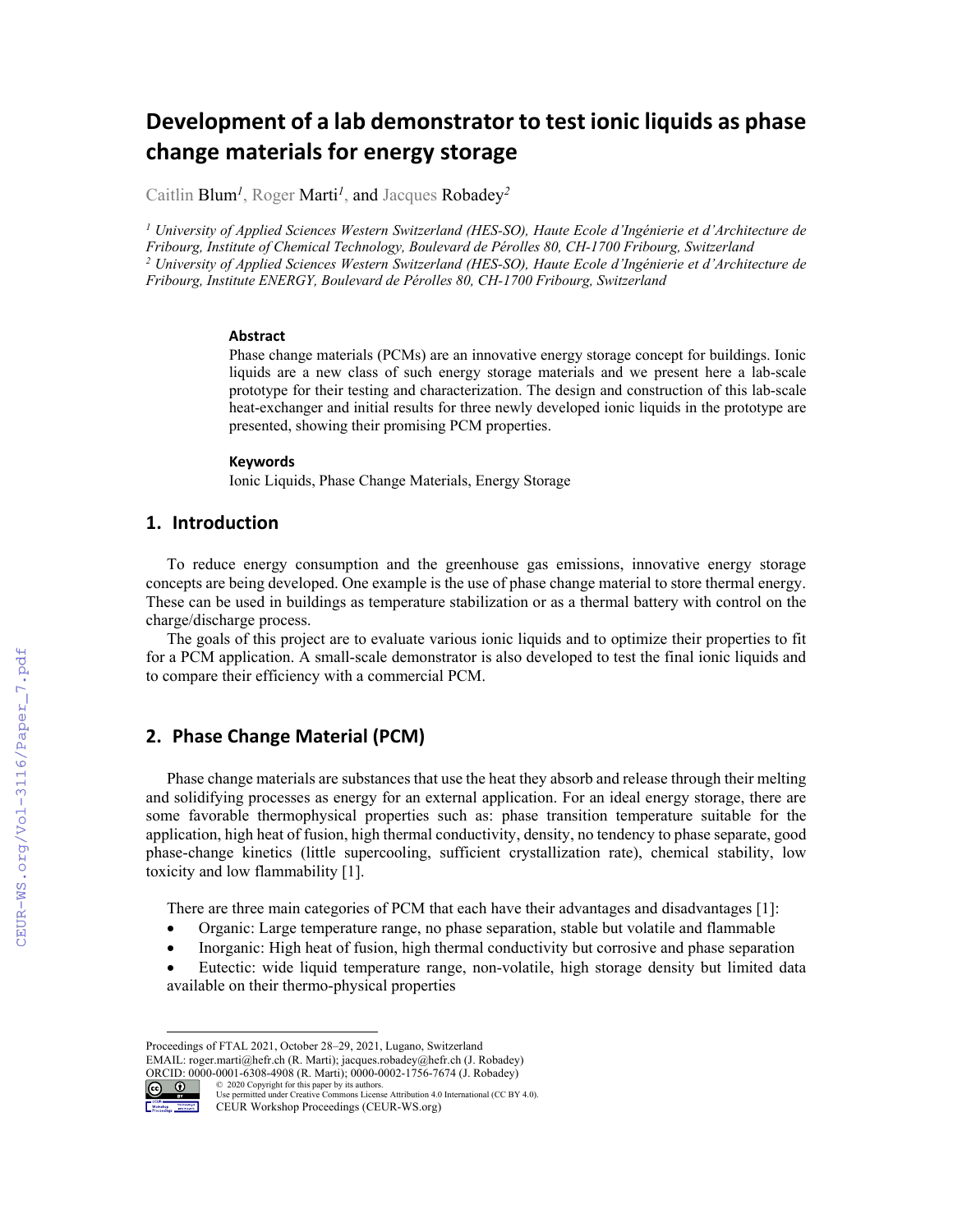# Development of a lab demonstrator to test ionic liquids as phase change materials for energy storage

Caitlin Blum[1], Roger Marti[1], and Jacques Robadey[2]

[1] *University of Applied Sciences Western Switzerland (HES-SO), Haute Ecole d'Ingénierie et d'Architecture de Fribourg, Institute of Chemical Technology, Boulevard de Pérolles 80, CH-1700 Fribourg, Switzerland*
[2] *University of Applied Sciences Western Switzerland (HES-SO), Haute Ecole d'Ingénierie et d'Architecture de Fribourg, Institute ENERGY, Boulevard de Pérolles 80, CH-1700 Fribourg, Switzerland*

### Abstract

Phase change materials (PCMs) are an innovative energy storage concept for buildings. Ionic liquids are a new class of such energy storage materials and we present here a lab-scale prototype for their testing and characterization. The design and construction of this lab-scale heat-exchanger and initial results for three newly developed ionic liquids in the prototype are presented, showing their promising PCM properties.

### Keywords

Ionic Liquids, Phase Change Materials, Energy Storage

## 1. Introduction

To reduce energy consumption and the greenhouse gas emissions, innovative energy storage concepts are being developed. One example is the use of phase change material to store thermal energy. These can be used in buildings as temperature stabilization or as a thermal battery with control on the charge/discharge process.

The goals of this project are to evaluate various ionic liquids and to optimize their properties to fit for a PCM application. A small-scale demonstrator is also developed to test the final ionic liquids and to compare their efficiency with a commercial PCM.

## 2. Phase Change Material (PCM)

Phase change materials are substances that use the heat they absorb and release through their melting and solidifying processes as energy for an external application. For an ideal energy storage, there are some favorable thermophysical properties such as: phase transition temperature suitable for the application, high heat of fusion, high thermal conductivity, density, no tendency to phase separate, good phase-change kinetics (little supercooling, sufficient crystallization rate), chemical stability, low toxicity and low flammability [1].

There are three main categories of PCM that each have their advantages and disadvantages [1]:

- Organic: Large temperature range, no phase separation, stable but volatile and flammable
- Inorganic: High heat of fusion, high thermal conductivity but corrosive and phase separation
- Eutectic: wide liquid temperature range, non-volatile, high storage density but limited data available on their thermo-physical properties

Proceedings of FTAL 2021, October 28–29, 2021, Lugano, Switzerland
EMAIL: roger.marti@hefr.ch (R. Marti); jacques.robadey@hefr.ch (J. Robadey)
ORCID: 0000-0001-6308-4908 (R. Marti); 0000-0002-1756-7674 (J. Robadey)
© 2020 Copyright for this paper by its authors.
Use permitted under Creative Commons License Attribution 4.0 International (CC BY 4.0).
CEUR Workshop Proceedings (CEUR-WS.org)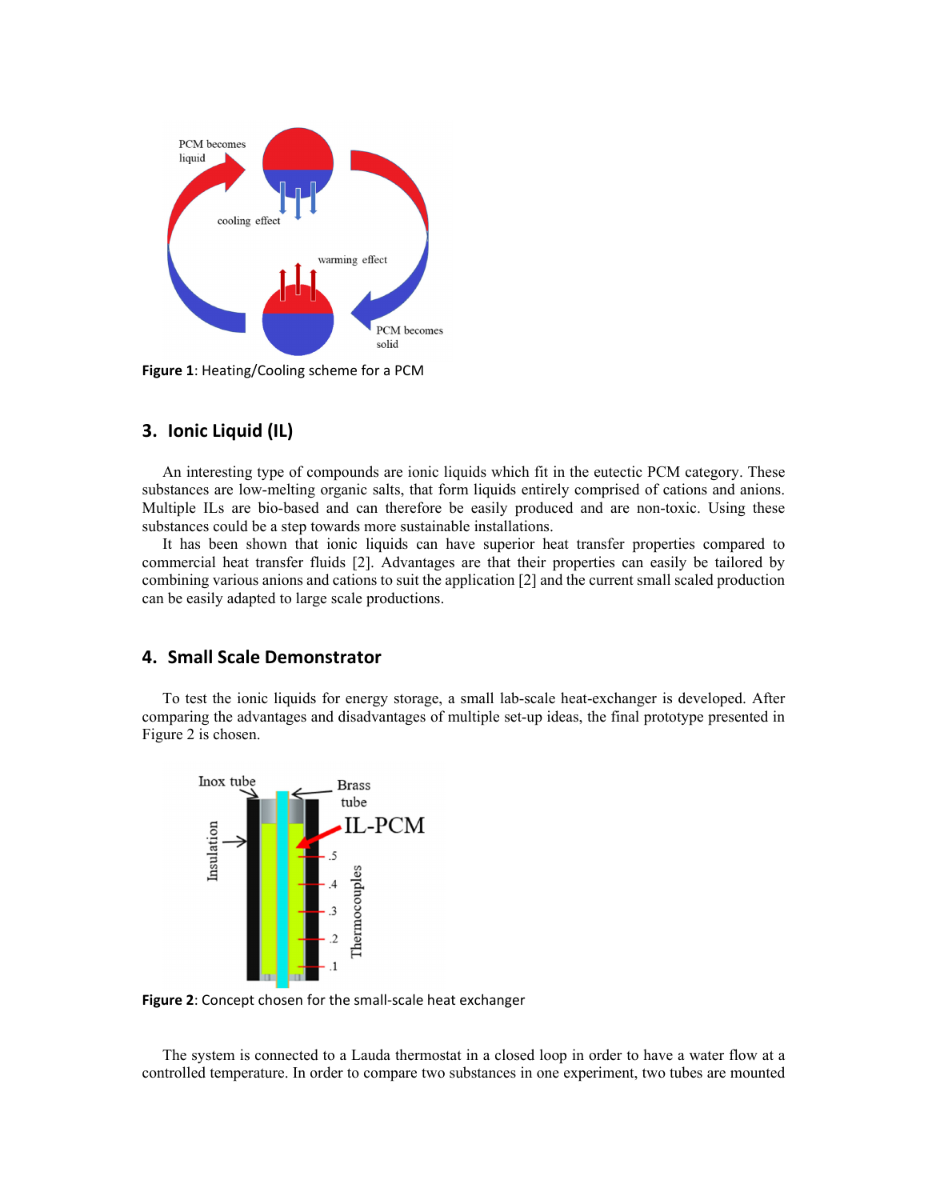Figure 1: Heating/Cooling scheme for a PCM

## 3. Ionic Liquid (IL)

An interesting type of compounds are ionic liquids which fit in the eutectic PCM category. These substances are low-melting organic salts, that form liquids entirely comprised of cations and anions. Multiple ILs are bio-based and can therefore be easily produced and are non-toxic. Using these substances could be a step towards more sustainable installations.

It has been shown that ionic liquids can have superior heat transfer properties compared to commercial heat transfer fluids [2]. Advantages are that their properties can easily be tailored by combining various anions and cations to suit the application [2] and the current small scaled production can be easily adapted to large scale productions.

## 4. Small Scale Demonstrator

To test the ionic liquids for energy storage, a small lab-scale heat-exchanger is developed. After comparing the advantages and disadvantages of multiple set-up ideas, the final prototype presented in Figure 2 is chosen.

Figure 2: Concept chosen for the small-scale heat exchanger

The system is connected to a Lauda thermostat in a closed loop in order to have a water flow at a controlled temperature. In order to compare two substances in one experiment, two tubes are mounted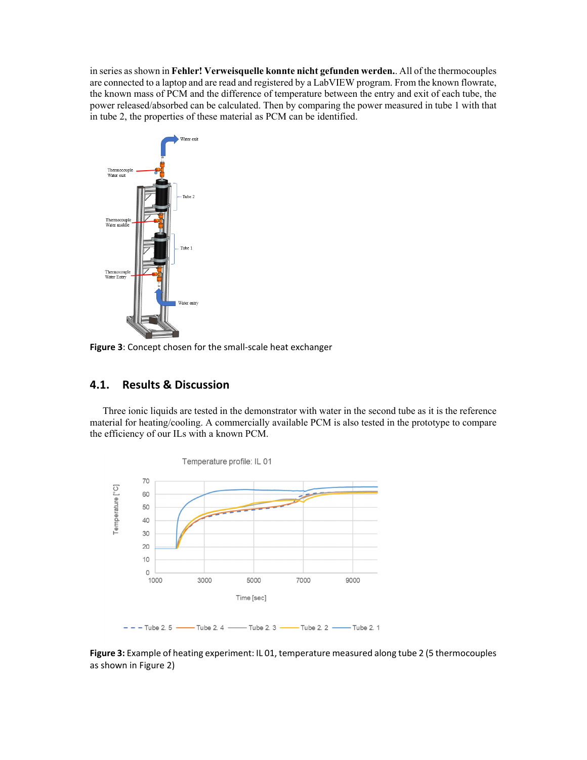in series as shown in **Fehler! Verweisquelle konnte nicht gefunden werden.**. All of the thermocouples are connected to a laptop and are read and registered by a LabVIEW program. From the known flowrate, the known mass of PCM and the difference of temperature between the entry and exit of each tube, the power released/absorbed can be calculated. Then by comparing the power measured in tube 1 with that in tube 2, the properties of these material as PCM can be identified.

**Figure 3**: Concept chosen for the small-scale heat exchanger

## 4.1. Results & Discussion

Three ionic liquids are tested in the demonstrator with water in the second tube as it is the reference material for heating/cooling. A commercially available PCM is also tested in the prototype to compare the efficiency of our ILs with a known PCM.

**Figure 3:** Example of heating experiment: IL 01, temperature measured along tube 2 (5 thermocouples as shown in Figure 2)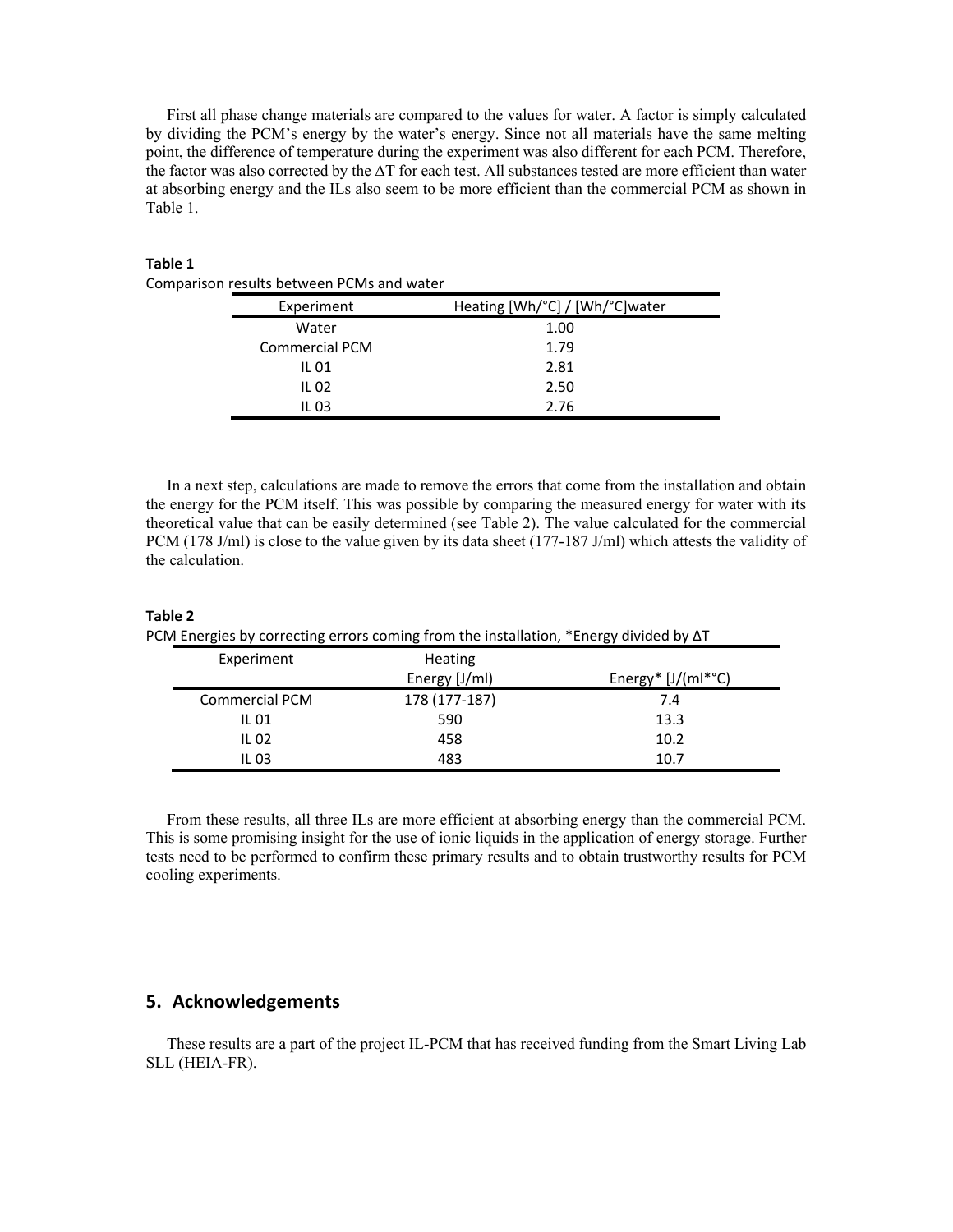First all phase change materials are compared to the values for water. A factor is simply calculated by dividing the PCM's energy by the water's energy. Since not all materials have the same melting point, the difference of temperature during the experiment was also different for each PCM. Therefore, the factor was also corrected by the $\Delta T$ for each test. All substances tested are more efficient than water at absorbing energy and the ILs also seem to be more efficient than the commercial PCM as shown in Table 1.

**Table 1**

Comparison results between PCMs and water

| Experiment | Heating [Wh/°C] / [Wh/°C]water |
|---|---|
| Water | 1.00 |
| Commercial PCM | 1.79 |
| IL 01 | 2.81 |
| IL 02 | 2.50 |
| IL 03 | 2.76 |

In a next step, calculations are made to remove the errors that come from the installation and obtain the energy for the PCM itself. This was possible by comparing the measured energy for water with its theoretical value that can be easily determined (see Table 2). The value calculated for the commercial PCM (178 J/ml) is close to the value given by its data sheet (177-187 J/ml) which attests the validity of the calculation.

**Table 2**

PCM Energies by correcting errors coming from the installation, *Energy divided by $\Delta T$

| Experiment | Heating | |
|---|---|---|
| | Energy [J/ml) | Energy* [J/(ml*°C) |
| Commercial PCM | 178 (177-187) | 7.4 |
| IL 01 | 590 | 13.3 |
| IL 02 | 458 | 10.2 |
| IL 03 | 483 | 10.7 |

From these results, all three ILs are more efficient at absorbing energy than the commercial PCM. This is some promising insight for the use of ionic liquids in the application of energy storage. Further tests need to be performed to confirm these primary results and to obtain trustworthy results for PCM cooling experiments.

## 5. Acknowledgements

These results are a part of the project IL-PCM that has received funding from the Smart Living Lab SLL (HEIA-FR).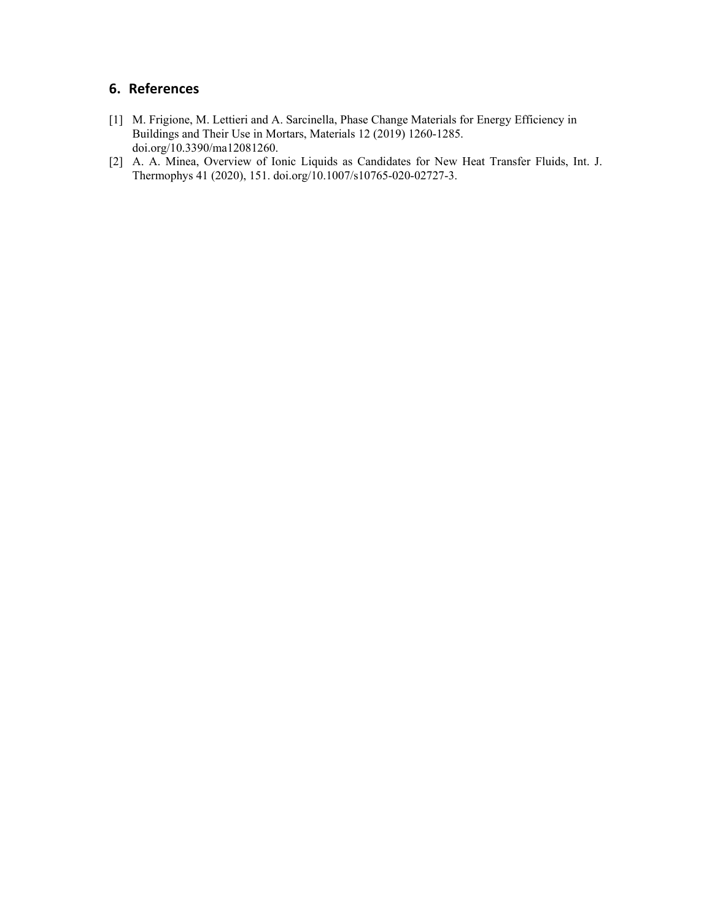## 6. References

[1] M. Frigione, M. Lettieri and A. Sarcinella, Phase Change Materials for Energy Efficiency in Buildings and Their Use in Mortars, Materials 12 (2019) 1260-1285. doi.org/10.3390/ma12081260.

[2] A. A. Minea, Overview of Ionic Liquids as Candidates for New Heat Transfer Fluids, Int. J. Thermophys 41 (2020), 151. doi.org/10.1007/s10765-020-02727-3.